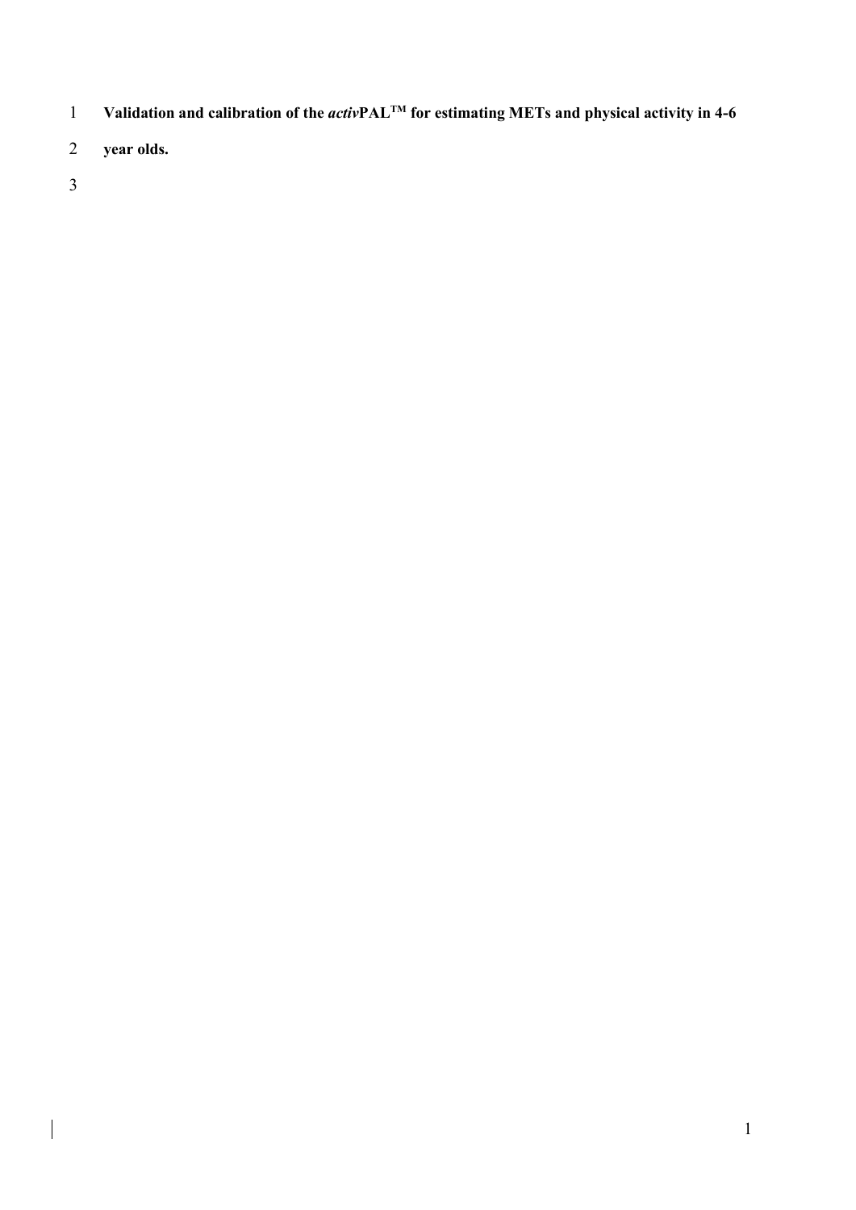# Validation and calibration of the *activ*PAL[TM] for estimating METs and physical activity in 4-6 year olds.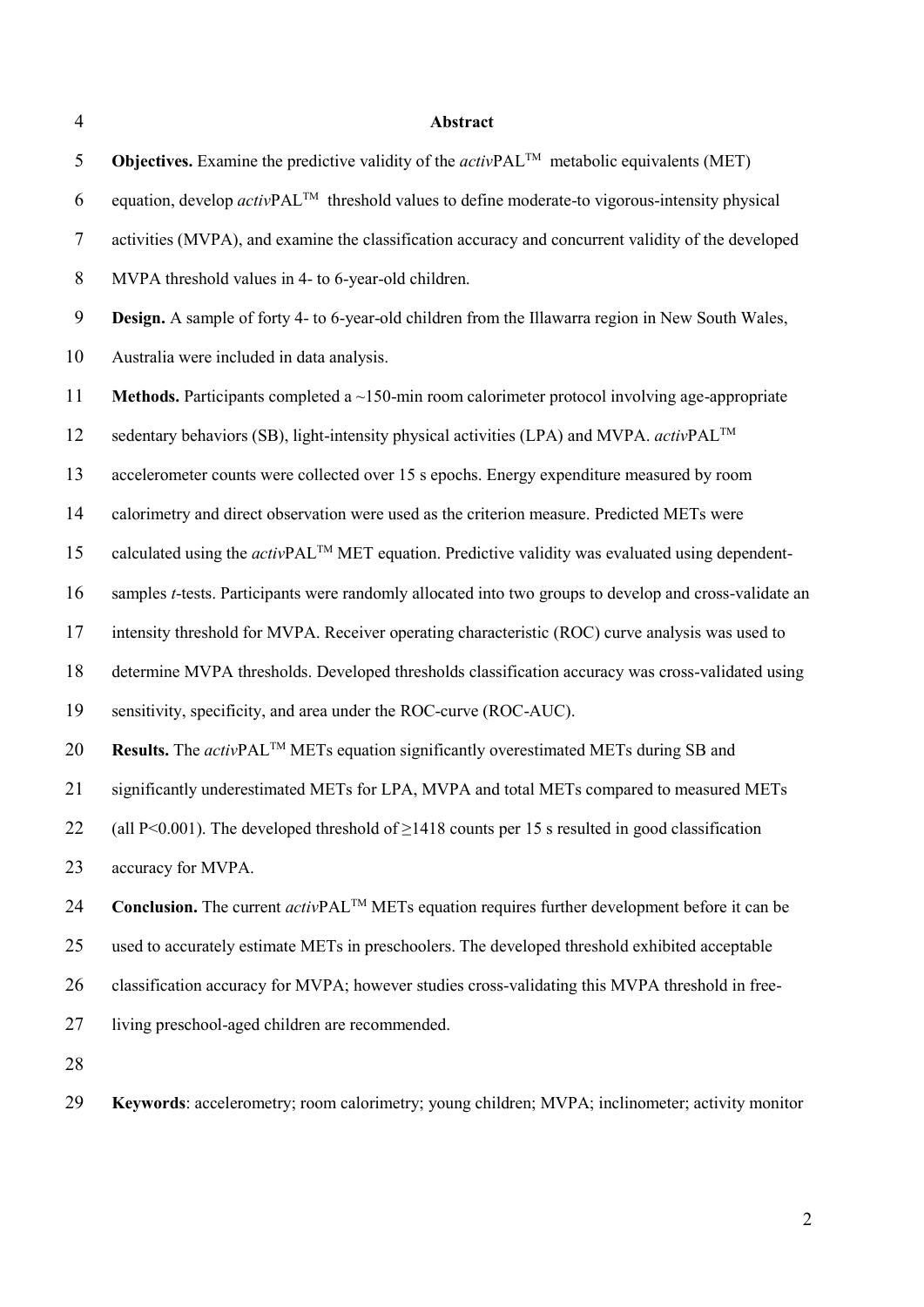## Abstract

**Objectives.** Examine the predictive validity of the *activ*PAL™ metabolic equivalents (MET) equation, develop *activ*PAL™ threshold values to define moderate-to vigorous-intensity physical activities (MVPA), and examine the classification accuracy and concurrent validity of the developed MVPA threshold values in 4- to 6-year-old children.

**Design.** A sample of forty 4- to 6-year-old children from the Illawarra region in New South Wales, Australia were included in data analysis.

**Methods.** Participants completed a ~150-min room calorimeter protocol involving age-appropriate sedentary behaviors (SB), light-intensity physical activities (LPA) and MVPA. *activ*PAL™ accelerometer counts were collected over 15 s epochs. Energy expenditure measured by room calorimetry and direct observation were used as the criterion measure. Predicted METs were calculated using the *activ*PAL™ MET equation. Predictive validity was evaluated using dependent-samples *t*-tests. Participants were randomly allocated into two groups to develop and cross-validate an intensity threshold for MVPA. Receiver operating characteristic (ROC) curve analysis was used to determine MVPA thresholds. Developed thresholds classification accuracy was cross-validated using sensitivity, specificity, and area under the ROC-curve (ROC-AUC).

**Results.** The *activ*PAL™ METs equation significantly overestimated METs during SB and significantly underestimated METs for LPA, MVPA and total METs compared to measured METs (all $P<0.001$). The developed threshold of ≥1418 counts per 15 s resulted in good classification accuracy for MVPA.

**Conclusion.** The current *activ*PAL™ METs equation requires further development before it can be used to accurately estimate METs in preschoolers. The developed threshold exhibited acceptable classification accuracy for MVPA; however studies cross-validating this MVPA threshold in free-living preschool-aged children are recommended.

**Keywords**: accelerometry; room calorimetry; young children; MVPA; inclinometer; activity monitor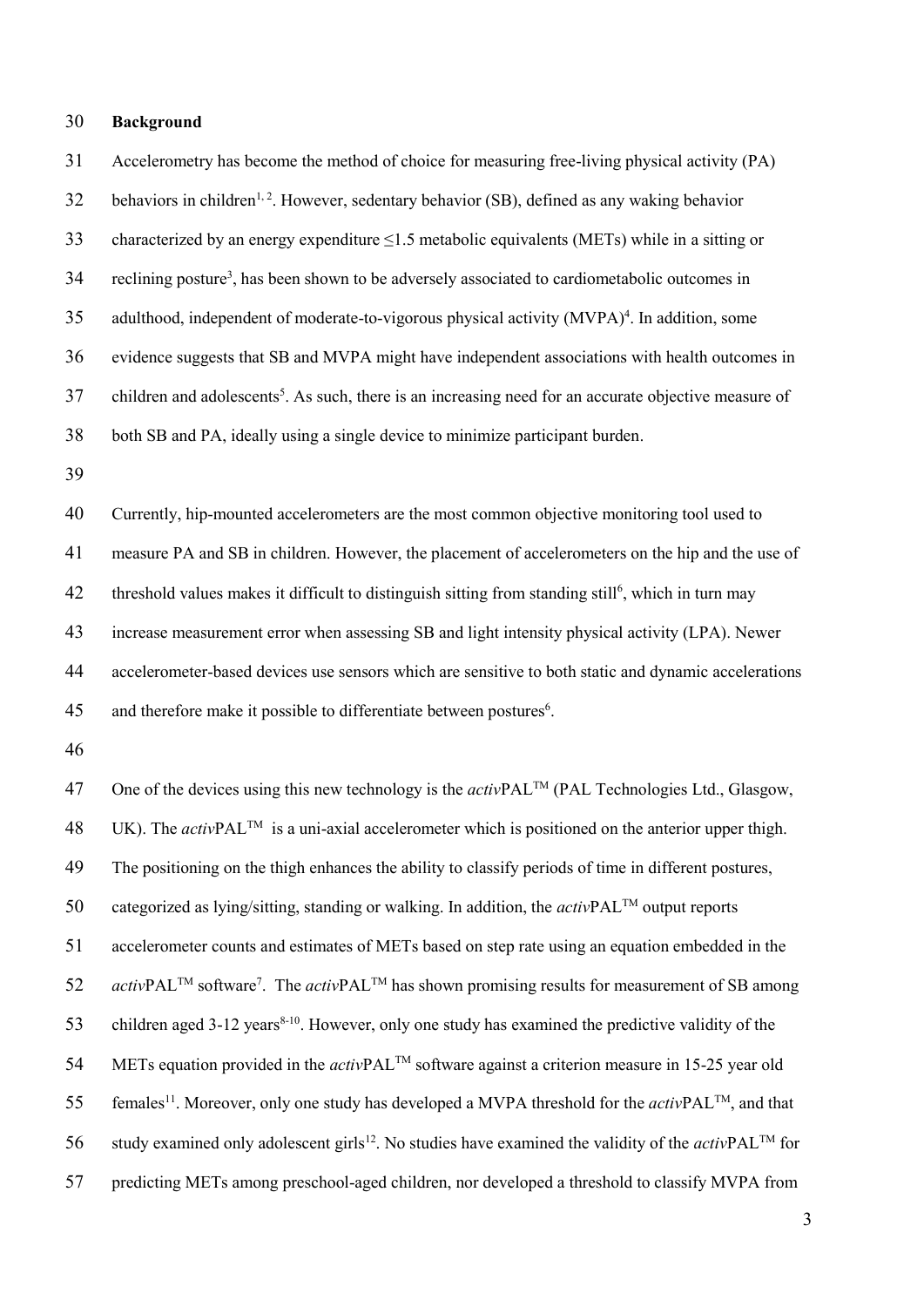## Background

Accelerometry has become the method of choice for measuring free-living physical activity (PA) behaviors in children[1, 2]. However, sedentary behavior (SB), defined as any waking behavior characterized by an energy expenditure ≤1.5 metabolic equivalents (METs) while in a sitting or reclining posture[3], has been shown to be adversely associated to cardiometabolic outcomes in adulthood, independent of moderate-to-vigorous physical activity (MVPA)[4]. In addition, some evidence suggests that SB and MVPA might have independent associations with health outcomes in children and adolescents[5]. As such, there is an increasing need for an accurate objective measure of both SB and PA, ideally using a single device to minimize participant burden.

Currently, hip-mounted accelerometers are the most common objective monitoring tool used to measure PA and SB in children. However, the placement of accelerometers on the hip and the use of threshold values makes it difficult to distinguish sitting from standing still[6], which in turn may increase measurement error when assessing SB and light intensity physical activity (LPA). Newer accelerometer-based devices use sensors which are sensitive to both static and dynamic accelerations and therefore make it possible to differentiate between postures[6].

One of the devices using this new technology is the *activ*PAL™ (PAL Technologies Ltd., Glasgow, UK). The *activ*PAL™ is a uni-axial accelerometer which is positioned on the anterior upper thigh. The positioning on the thigh enhances the ability to classify periods of time in different postures, categorized as lying/sitting, standing or walking. In addition, the *activ*PAL™ output reports accelerometer counts and estimates of METs based on step rate using an equation embedded in the *activ*PAL™ software[7]. The *activ*PAL™ has shown promising results for measurement of SB among children aged 3-12 years[8-10]. However, only one study has examined the predictive validity of the METs equation provided in the *activ*PAL™ software against a criterion measure in 15-25 year old females[11]. Moreover, only one study has developed a MVPA threshold for the *activ*PAL™, and that study examined only adolescent girls[12]. No studies have examined the validity of the *activ*PAL™ for predicting METs among preschool-aged children, nor developed a threshold to classify MVPA from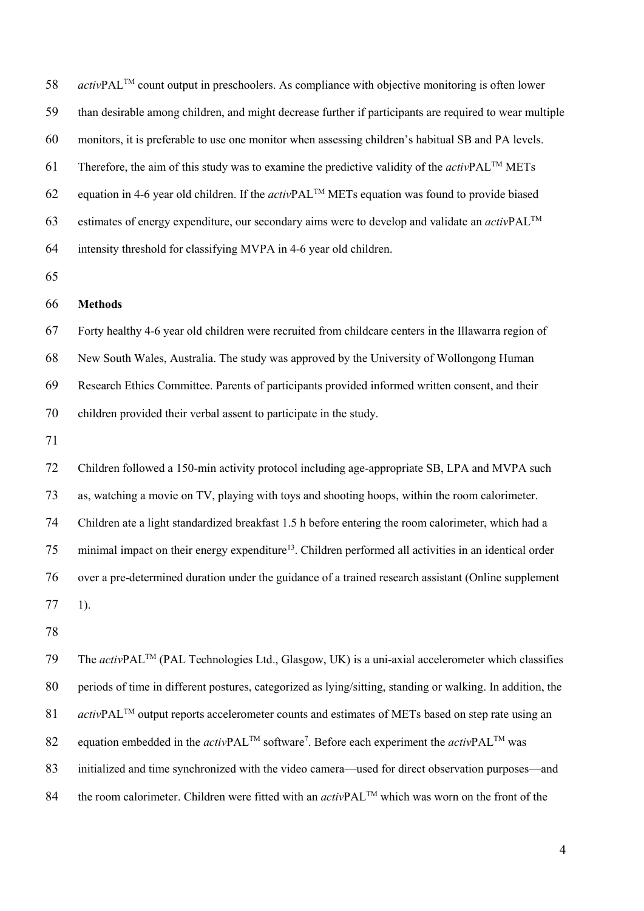*activ*PAL™ count output in preschoolers. As compliance with objective monitoring is often lower than desirable among children, and might decrease further if participants are required to wear multiple monitors, it is preferable to use one monitor when assessing children's habitual SB and PA levels. Therefore, the aim of this study was to examine the predictive validity of the *activ*PAL™ METs equation in 4-6 year old children. If the *activ*PAL™ METs equation was found to provide biased estimates of energy expenditure, our secondary aims were to develop and validate an *activ*PAL™ intensity threshold for classifying MVPA in 4-6 year old children.

## Methods

Forty healthy 4-6 year old children were recruited from childcare centers in the Illawarra region of New South Wales, Australia. The study was approved by the University of Wollongong Human Research Ethics Committee. Parents of participants provided informed written consent, and their children provided their verbal assent to participate in the study.

Children followed a 150-min activity protocol including age-appropriate SB, LPA and MVPA such as, watching a movie on TV, playing with toys and shooting hoops, within the room calorimeter. Children ate a light standardized breakfast 1.5 h before entering the room calorimeter, which had a minimal impact on their energy expenditure[13]. Children performed all activities in an identical order over a pre-determined duration under the guidance of a trained research assistant (Online supplement 1).

The *activ*PAL™ (PAL Technologies Ltd., Glasgow, UK) is a uni-axial accelerometer which classifies periods of time in different postures, categorized as lying/sitting, standing or walking. In addition, the *activ*PAL™ output reports accelerometer counts and estimates of METs based on step rate using an equation embedded in the *activ*PAL™ software[7]. Before each experiment the *activ*PAL™ was initialized and time synchronized with the video camera—used for direct observation purposes—and the room calorimeter. Children were fitted with an *activ*PAL™ which was worn on the front of the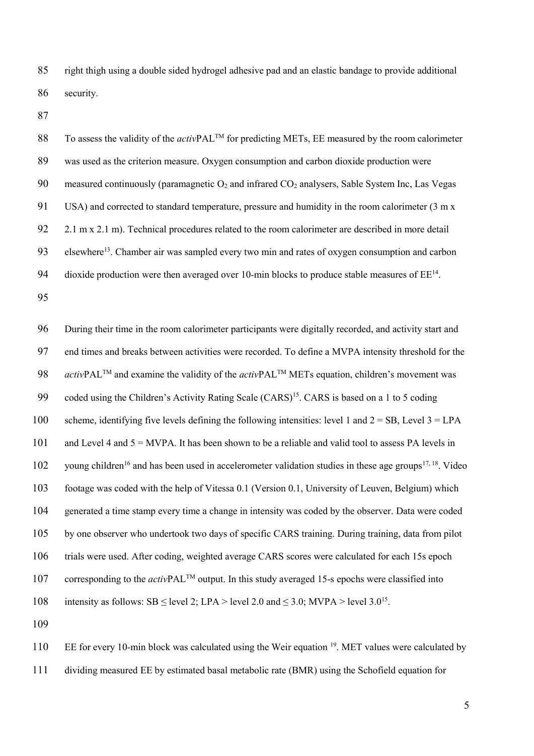right thigh using a double sided hydrogel adhesive pad and an elastic bandage to provide additional security.

To assess the validity of the *activ*PAL™ for predicting METs, EE measured by the room calorimeter was used as the criterion measure. Oxygen consumption and carbon dioxide production were measured continuously (paramagnetic $O_2$ and infrared $CO_2$ analysers, Sable System Inc, Las Vegas USA) and corrected to standard temperature, pressure and humidity in the room calorimeter (3 m x 2.1 m x 2.1 m). Technical procedures related to the room calorimeter are described in more detail elsewhere[13]. Chamber air was sampled every two min and rates of oxygen consumption and carbon dioxide production were then averaged over 10-min blocks to produce stable measures of EE[14].

During their time in the room calorimeter participants were digitally recorded, and activity start and end times and breaks between activities were recorded. To define a MVPA intensity threshold for the *activ*PAL™ and examine the validity of the *activ*PAL™ METs equation, children's movement was coded using the Children's Activity Rating Scale (CARS)[15]. CARS is based on a 1 to 5 coding scheme, identifying five levels defining the following intensities: level 1 and 2 = SB, Level 3 = LPA and Level 4 and 5 = MVPA. It has been shown to be a reliable and valid tool to assess PA levels in young children[16] and has been used in accelerometer validation studies in these age groups[17, 18]. Video footage was coded with the help of Vitessa 0.1 (Version 0.1, University of Leuven, Belgium) which generated a time stamp every time a change in intensity was coded by the observer. Data were coded by one observer who undertook two days of specific CARS training. During training, data from pilot trials were used. After coding, weighted average CARS scores were calculated for each 15s epoch corresponding to the *activ*PAL™ output. In this study averaged 15-s epochs were classified into intensity as follows: SB ≤ level 2; LPA > level 2.0 and ≤ 3.0; MVPA > level 3.0[15].

EE for every 10-min block was calculated using the Weir equation [19]. MET values were calculated by dividing measured EE by estimated basal metabolic rate (BMR) using the Schofield equation for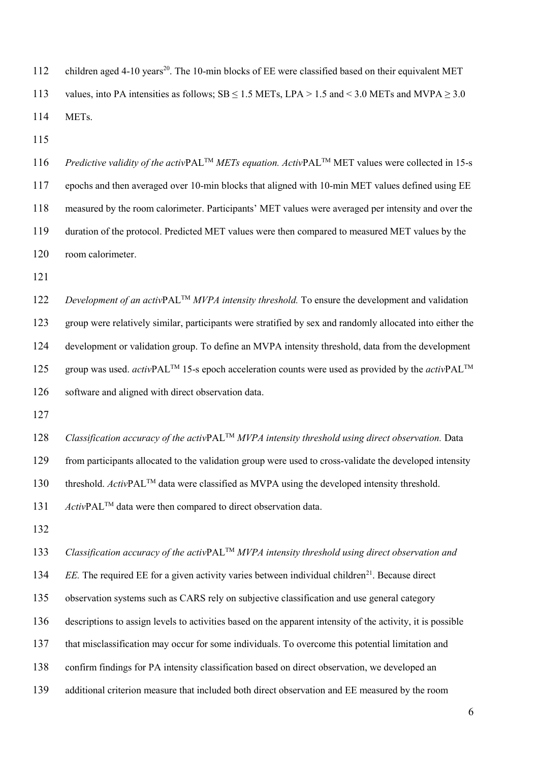children aged 4-10 years[20]. The 10-min blocks of EE were classified based on their equivalent MET values, into PA intensities as follows; SB $\leq$ 1.5 METs, LPA > 1.5 and < 3.0 METs and MVPA $\geq$ 3.0 METs.

*Predictive validity of the activ*PAL™ *METs equation.* *Activ*PAL™ MET values were collected in 15-s epochs and then averaged over 10-min blocks that aligned with 10-min MET values defined using EE measured by the room calorimeter. Participants' MET values were averaged per intensity and over the duration of the protocol. Predicted MET values were then compared to measured MET values by the room calorimeter.

*Development of an activ*PAL™ *MVPA intensity threshold.* To ensure the development and validation group were relatively similar, participants were stratified by sex and randomly allocated into either the development or validation group. To define an MVPA intensity threshold, data from the development group was used. *activ*PAL™ 15-s epoch acceleration counts were used as provided by the *activ*PAL™ software and aligned with direct observation data.

*Classification accuracy of the activ*PAL™ *MVPA intensity threshold using direct observation.* Data from participants allocated to the validation group were used to cross-validate the developed intensity threshold. *Activ*PAL™ data were classified as MVPA using the developed intensity threshold. *Activ*PAL™ data were then compared to direct observation data.

*Classification accuracy of the activ*PAL™ *MVPA intensity threshold using direct observation and EE.* The required EE for a given activity varies between individual children[21]. Because direct observation systems such as CARS rely on subjective classification and use general category descriptions to assign levels to activities based on the apparent intensity of the activity, it is possible that misclassification may occur for some individuals. To overcome this potential limitation and confirm findings for PA intensity classification based on direct observation, we developed an additional criterion measure that included both direct observation and EE measured by the room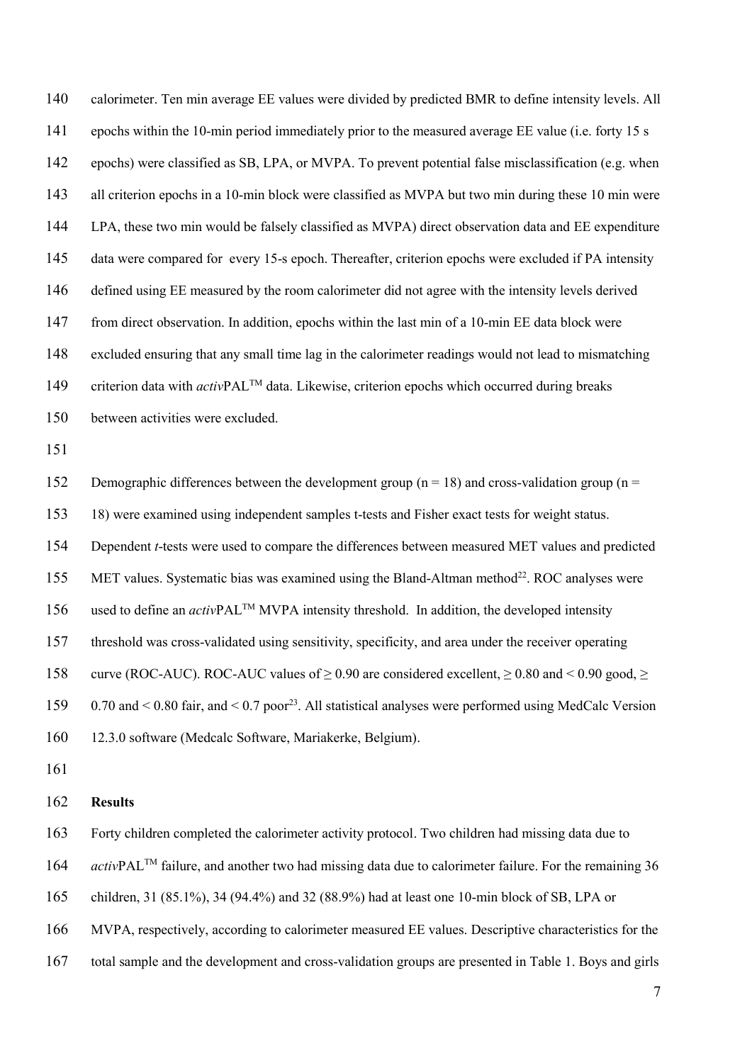calorimeter. Ten min average EE values were divided by predicted BMR to define intensity levels. All epochs within the 10-min period immediately prior to the measured average EE value (i.e. forty 15 s epochs) were classified as SB, LPA, or MVPA. To prevent potential false misclassification (e.g. when all criterion epochs in a 10-min block were classified as MVPA but two min during these 10 min were LPA, these two min would be falsely classified as MVPA) direct observation data and EE expenditure data were compared for every 15-s epoch. Thereafter, criterion epochs were excluded if PA intensity defined using EE measured by the room calorimeter did not agree with the intensity levels derived from direct observation. In addition, epochs within the last min of a 10-min EE data block were excluded ensuring that any small time lag in the calorimeter readings would not lead to mismatching criterion data with *activ*PAL™ data. Likewise, criterion epochs which occurred during breaks between activities were excluded.

Demographic differences between the development group (n = 18) and cross-validation group (n = 18) were examined using independent samples t-tests and Fisher exact tests for weight status. Dependent *t*-tests were used to compare the differences between measured MET values and predicted MET values. Systematic bias was examined using the Bland-Altman method[22]. ROC analyses were used to define an *activ*PAL™ MVPA intensity threshold. In addition, the developed intensity threshold was cross-validated using sensitivity, specificity, and area under the receiver operating curve (ROC-AUC). ROC-AUC values of ≥ 0.90 are considered excellent, ≥ 0.80 and < 0.90 good, ≥ 0.70 and < 0.80 fair, and < 0.7 poor[23]. All statistical analyses were performed using MedCalc Version 12.3.0 software (Medcalc Software, Mariakerke, Belgium).

## Results

Forty children completed the calorimeter activity protocol. Two children had missing data due to *activ*PAL™ failure, and another two had missing data due to calorimeter failure. For the remaining 36 children, 31 (85.1%), 34 (94.4%) and 32 (88.9%) had at least one 10-min block of SB, LPA or MVPA, respectively, according to calorimeter measured EE values. Descriptive characteristics for the total sample and the development and cross-validation groups are presented in Table 1. Boys and girls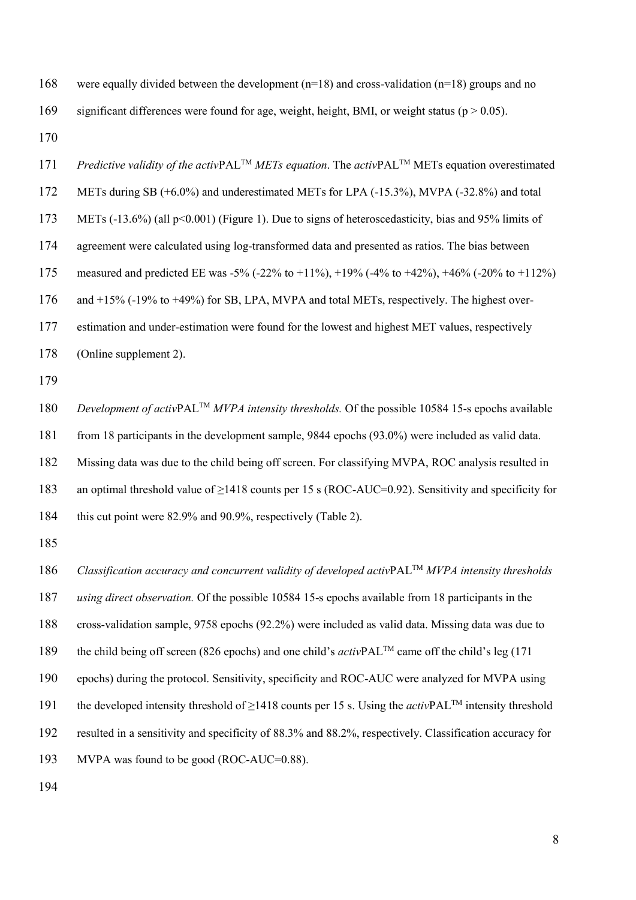were equally divided between the development (n=18) and cross-validation (n=18) groups and no significant differences were found for age, weight, height, BMI, or weight status ($p > 0.05$).

*Predictive validity of the activ*PAL™ *METs equation*. The *activ*PAL™ METs equation overestimated METs during SB (+6.0%) and underestimated METs for LPA (-15.3%), MVPA (-32.8%) and total METs (-13.6%) (all $p<0.001$) (Figure 1). Due to signs of heteroscedasticity, bias and 95% limits of agreement were calculated using log-transformed data and presented as ratios. The bias between measured and predicted EE was -5% (-22% to +11%), +19% (-4% to +42%), +46% (-20% to +112%) and +15% (-19% to +49%) for SB, LPA, MVPA and total METs, respectively. The highest over-estimation and under-estimation were found for the lowest and highest MET values, respectively (Online supplement 2).

*Development of activ*PAL™ *MVPA intensity thresholds.* Of the possible 10584 15-s epochs available from 18 participants in the development sample, 9844 epochs (93.0%) were included as valid data. Missing data was due to the child being off screen. For classifying MVPA, ROC analysis resulted in an optimal threshold value of ≥1418 counts per 15 s (ROC-AUC=0.92). Sensitivity and specificity for this cut point were 82.9% and 90.9%, respectively (Table 2).

*Classification accuracy and concurrent validity of developed activ*PAL™ *MVPA intensity thresholds using direct observation.* Of the possible 10584 15-s epochs available from 18 participants in the cross-validation sample, 9758 epochs (92.2%) were included as valid data. Missing data was due to the child being off screen (826 epochs) and one child's *activ*PAL™ came off the child's leg (171 epochs) during the protocol. Sensitivity, specificity and ROC-AUC were analyzed for MVPA using the developed intensity threshold of ≥1418 counts per 15 s. Using the *activ*PAL™ intensity threshold resulted in a sensitivity and specificity of 88.3% and 88.2%, respectively. Classification accuracy for MVPA was found to be good (ROC-AUC=0.88).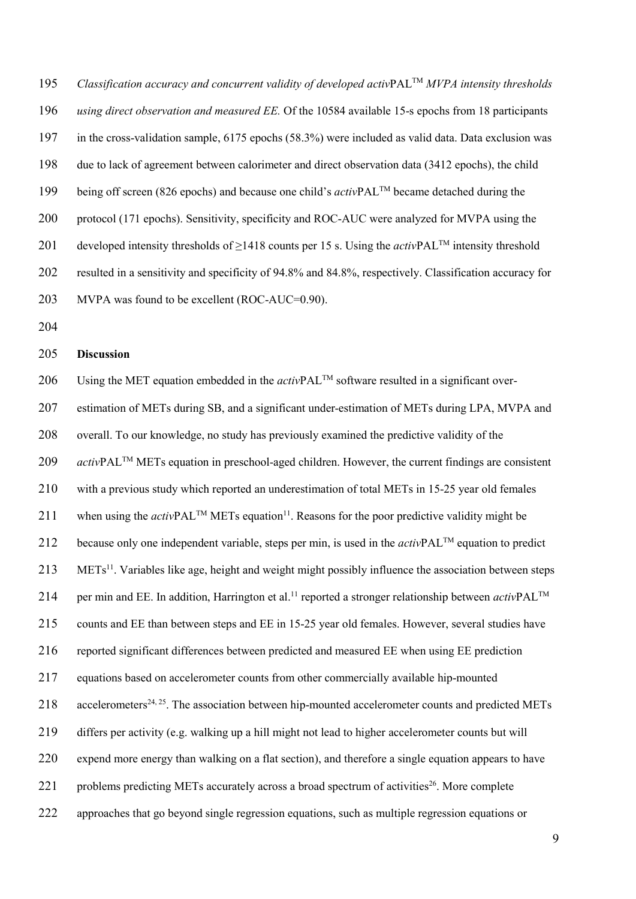*Classification accuracy and concurrent validity of developed activPAL™ MVPA intensity thresholds using direct observation and measured EE.* Of the 10584 available 15-s epochs from 18 participants in the cross-validation sample, 6175 epochs (58.3%) were included as valid data. Data exclusion was due to lack of agreement between calorimeter and direct observation data (3412 epochs), the child being off screen (826 epochs) and because one child's *activ*PAL™ became detached during the protocol (171 epochs). Sensitivity, specificity and ROC-AUC were analyzed for MVPA using the developed intensity thresholds of ≥1418 counts per 15 s. Using the *activ*PAL™ intensity threshold resulted in a sensitivity and specificity of 94.8% and 84.8%, respectively. Classification accuracy for MVPA was found to be excellent (ROC-AUC=0.90).

## Discussion

Using the MET equation embedded in the *activ*PAL™ software resulted in a significant over-estimation of METs during SB, and a significant under-estimation of METs during LPA, MVPA and overall. To our knowledge, no study has previously examined the predictive validity of the *activ*PAL™ METs equation in preschool-aged children. However, the current findings are consistent with a previous study which reported an underestimation of total METs in 15-25 year old females when using the *activ*PAL™ METs equation[11]. Reasons for the poor predictive validity might be because only one independent variable, steps per min, is used in the *activ*PAL™ equation to predict METs[11]. Variables like age, height and weight might possibly influence the association between steps per min and EE. In addition, Harrington et al.[11] reported a stronger relationship between *activ*PAL™ counts and EE than between steps and EE in 15-25 year old females. However, several studies have reported significant differences between predicted and measured EE when using EE prediction equations based on accelerometer counts from other commercially available hip-mounted accelerometers[24, 25]. The association between hip-mounted accelerometer counts and predicted METs differs per activity (e.g. walking up a hill might not lead to higher accelerometer counts but will expend more energy than walking on a flat section), and therefore a single equation appears to have problems predicting METs accurately across a broad spectrum of activities[26]. More complete approaches that go beyond single regression equations, such as multiple regression equations or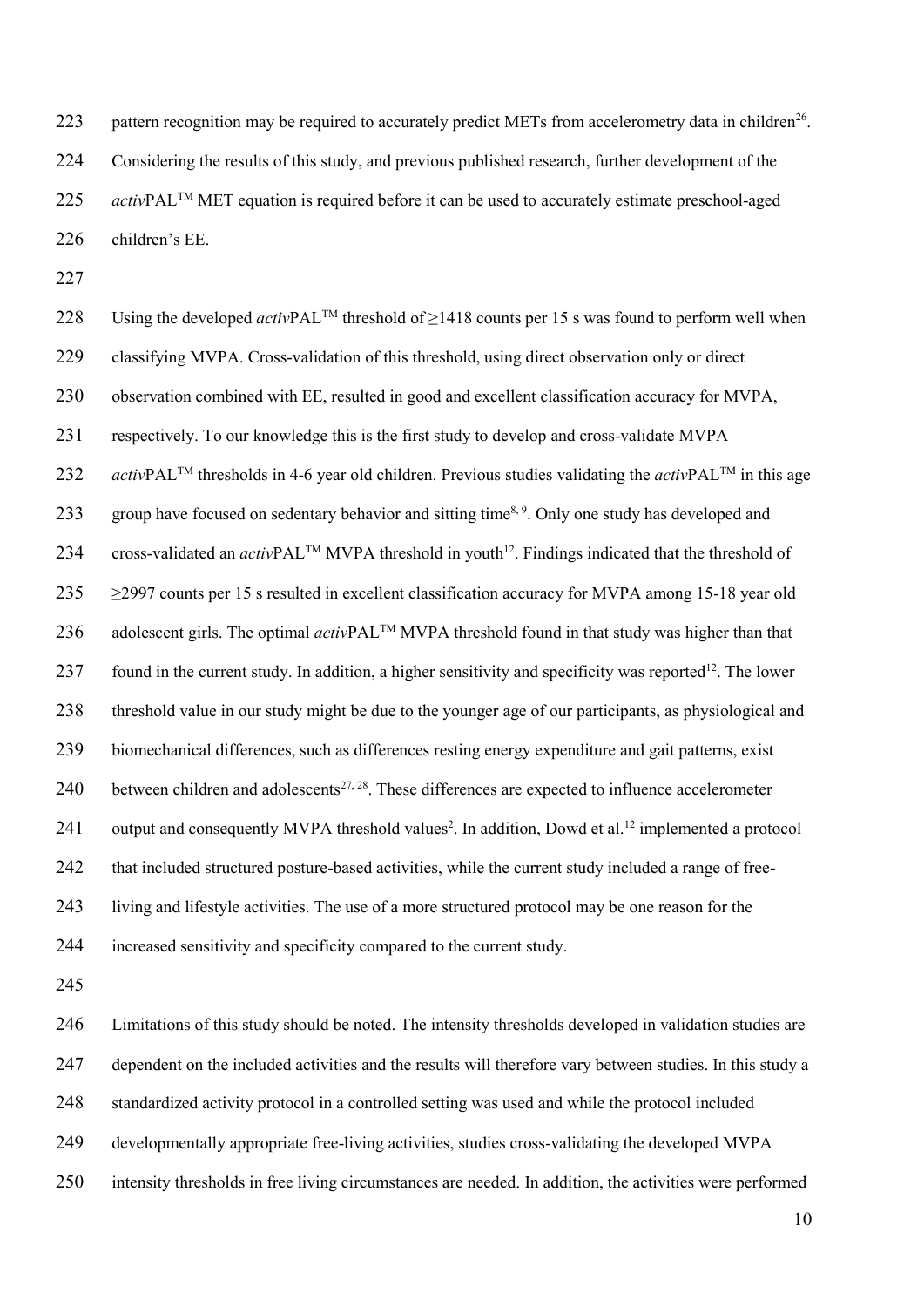pattern recognition may be required to accurately predict METs from accelerometry data in children[26]. Considering the results of this study, and previous published research, further development of the *activ*PAL™ MET equation is required before it can be used to accurately estimate preschool-aged children's EE.

Using the developed *activ*PAL™ threshold of ≥1418 counts per 15 s was found to perform well when classifying MVPA. Cross-validation of this threshold, using direct observation only or direct observation combined with EE, resulted in good and excellent classification accuracy for MVPA, respectively. To our knowledge this is the first study to develop and cross-validate MVPA *activ*PAL™ thresholds in 4-6 year old children. Previous studies validating the *activ*PAL™ in this age group have focused on sedentary behavior and sitting time[8, 9]. Only one study has developed and cross-validated an *activ*PAL™ MVPA threshold in youth[12]. Findings indicated that the threshold of ≥2997 counts per 15 s resulted in excellent classification accuracy for MVPA among 15-18 year old adolescent girls. The optimal *activ*PAL™ MVPA threshold found in that study was higher than that found in the current study. In addition, a higher sensitivity and specificity was reported[12]. The lower threshold value in our study might be due to the younger age of our participants, as physiological and biomechanical differences, such as differences resting energy expenditure and gait patterns, exist between children and adolescents[27, 28]. These differences are expected to influence accelerometer output and consequently MVPA threshold values[2]. In addition, Dowd et al.[12] implemented a protocol that included structured posture-based activities, while the current study included a range of free-living and lifestyle activities. The use of a more structured protocol may be one reason for the increased sensitivity and specificity compared to the current study.

Limitations of this study should be noted. The intensity thresholds developed in validation studies are dependent on the included activities and the results will therefore vary between studies. In this study a standardized activity protocol in a controlled setting was used and while the protocol included developmentally appropriate free-living activities, studies cross-validating the developed MVPA intensity thresholds in free living circumstances are needed. In addition, the activities were performed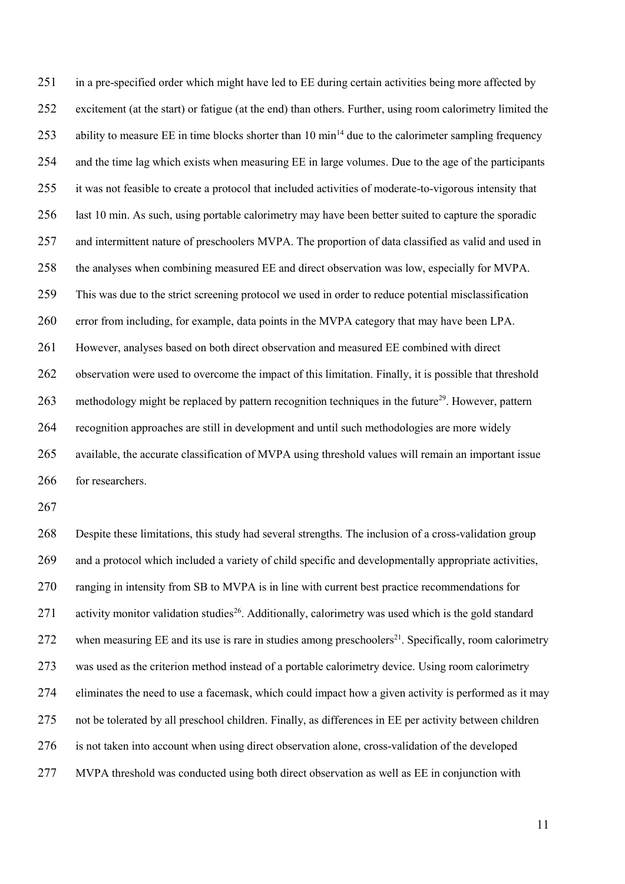in a pre-specified order which might have led to EE during certain activities being more affected by excitement (at the start) or fatigue (at the end) than others. Further, using room calorimetry limited the ability to measure EE in time blocks shorter than 10 min[14] due to the calorimeter sampling frequency and the time lag which exists when measuring EE in large volumes. Due to the age of the participants it was not feasible to create a protocol that included activities of moderate-to-vigorous intensity that last 10 min. As such, using portable calorimetry may have been better suited to capture the sporadic and intermittent nature of preschoolers MVPA. The proportion of data classified as valid and used in the analyses when combining measured EE and direct observation was low, especially for MVPA. This was due to the strict screening protocol we used in order to reduce potential misclassification error from including, for example, data points in the MVPA category that may have been LPA. However, analyses based on both direct observation and measured EE combined with direct observation were used to overcome the impact of this limitation. Finally, it is possible that threshold methodology might be replaced by pattern recognition techniques in the future[29]. However, pattern recognition approaches are still in development and until such methodologies are more widely available, the accurate classification of MVPA using threshold values will remain an important issue for researchers.

Despite these limitations, this study had several strengths. The inclusion of a cross-validation group and a protocol which included a variety of child specific and developmentally appropriate activities, ranging in intensity from SB to MVPA is in line with current best practice recommendations for activity monitor validation studies[26]. Additionally, calorimetry was used which is the gold standard when measuring EE and its use is rare in studies among preschoolers[21]. Specifically, room calorimetry was used as the criterion method instead of a portable calorimetry device. Using room calorimetry eliminates the need to use a facemask, which could impact how a given activity is performed as it may not be tolerated by all preschool children. Finally, as differences in EE per activity between children is not taken into account when using direct observation alone, cross-validation of the developed MVPA threshold was conducted using both direct observation as well as EE in conjunction with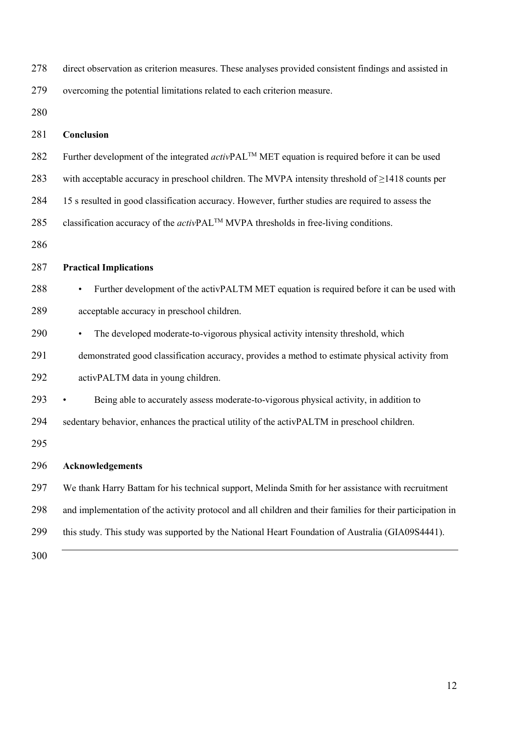direct observation as criterion measures. These analyses provided consistent findings and assisted in overcoming the potential limitations related to each criterion measure.

## Conclusion

Further development of the integrated *activ*PAL$^{TM}$ MET equation is required before it can be used with acceptable accuracy in preschool children. The MVPA intensity threshold of ≥1418 counts per 15 s resulted in good classification accuracy. However, further studies are required to assess the classification accuracy of the *activ*PAL$^{TM}$ MVPA thresholds in free-living conditions.

## Practical Implications

- Further development of the activPALTM MET equation is required before it can be used with acceptable accuracy in preschool children.
- The developed moderate-to-vigorous physical activity intensity threshold, which demonstrated good classification accuracy, provides a method to estimate physical activity from activPALTM data in young children.
- Being able to accurately assess moderate-to-vigorous physical activity, in addition to sedentary behavior, enhances the practical utility of the activPALTM in preschool children.

## Acknowledgements

We thank Harry Battam for his technical support, Melinda Smith for her assistance with recruitment and implementation of the activity protocol and all children and their families for their participation in this study. This study was supported by the National Heart Foundation of Australia (GIA09S4441).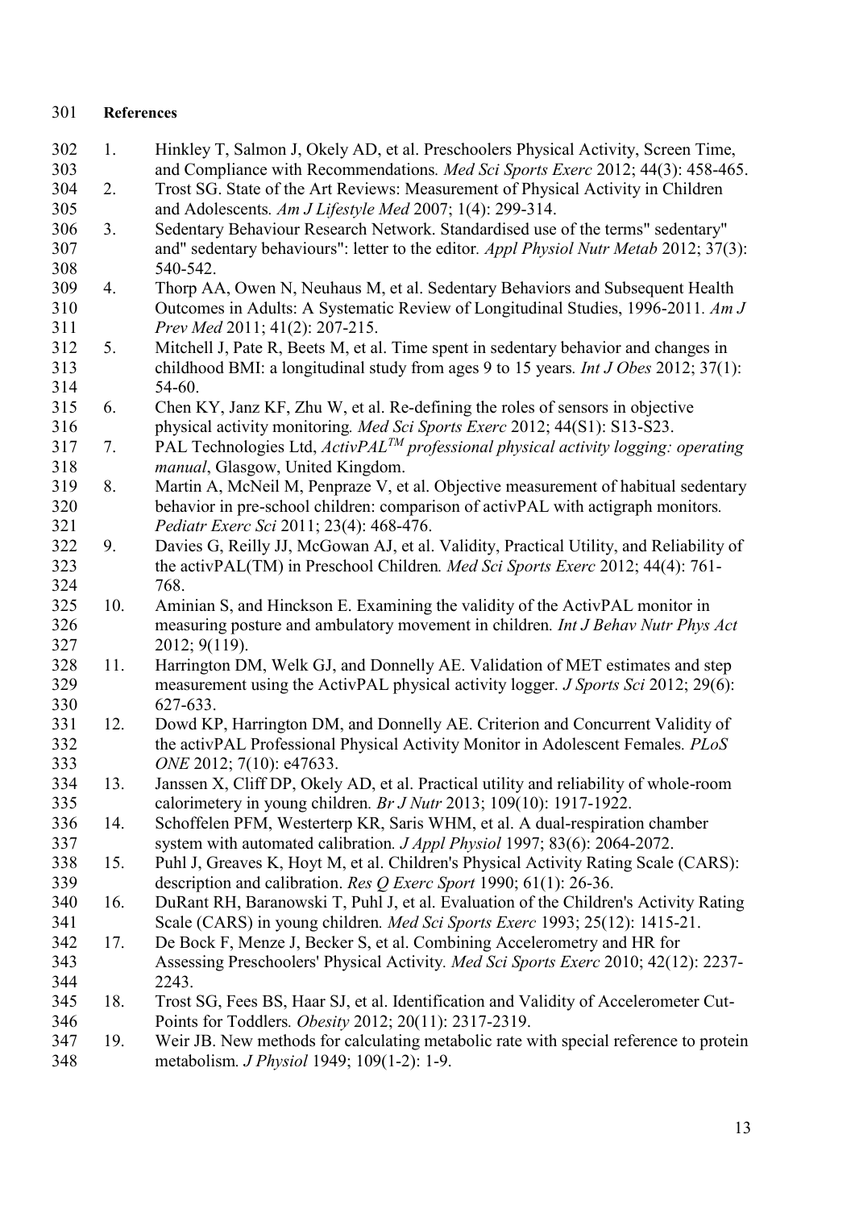**References**

1. Hinkley T, Salmon J, Okely AD, et al. Preschoolers Physical Activity, Screen Time, and Compliance with Recommendations. *Med Sci Sports Exerc* 2012; 44(3): 458-465.
2. Trost SG. State of the Art Reviews: Measurement of Physical Activity in Children and Adolescents. *Am J Lifestyle Med* 2007; 1(4): 299-314.
3. Sedentary Behaviour Research Network. Standardised use of the terms" sedentary" and" sedentary behaviours": letter to the editor. *Appl Physiol Nutr Metab* 2012; 37(3): 540-542.
4. Thorp AA, Owen N, Neuhaus M, et al. Sedentary Behaviors and Subsequent Health Outcomes in Adults: A Systematic Review of Longitudinal Studies, 1996-2011. *Am J Prev Med* 2011; 41(2): 207-215.
5. Mitchell J, Pate R, Beets M, et al. Time spent in sedentary behavior and changes in childhood BMI: a longitudinal study from ages 9 to 15 years. *Int J Obes* 2012; 37(1): 54-60.
6. Chen KY, Janz KF, Zhu W, et al. Re-defining the roles of sensors in objective physical activity monitoring. *Med Sci Sports Exerc* 2012; 44(S1): S13-S23.
7. PAL Technologies Ltd, *ActivPAL*$^{TM}$ *professional physical activity logging: operating manual*, Glasgow, United Kingdom.
8. Martin A, McNeil M, Penpraze V, et al. Objective measurement of habitual sedentary behavior in pre-school children: comparison of activPAL with actigraph monitors. *Pediatr Exerc Sci* 2011; 23(4): 468-476.
9. Davies G, Reilly JJ, McGowan AJ, et al. Validity, Practical Utility, and Reliability of the activPAL(TM) in Preschool Children. *Med Sci Sports Exerc* 2012; 44(4): 761-768.
10. Aminian S, and Hinckson E. Examining the validity of the ActivPAL monitor in measuring posture and ambulatory movement in children. *Int J Behav Nutr Phys Act* 2012; 9(119).
11. Harrington DM, Welk GJ, and Donnelly AE. Validation of MET estimates and step measurement using the ActivPAL physical activity logger. *J Sports Sci* 2012; 29(6): 627-633.
12. Dowd KP, Harrington DM, and Donnelly AE. Criterion and Concurrent Validity of the activPAL Professional Physical Activity Monitor in Adolescent Females. *PLoS ONE* 2012; 7(10): e47633.
13. Janssen X, Cliff DP, Okely AD, et al. Practical utility and reliability of whole-room calorimetery in young children. *Br J Nutr* 2013; 109(10): 1917-1922.
14. Schoffelen PFM, Westerterp KR, Saris WHM, et al. A dual-respiration chamber system with automated calibration. *J Appl Physiol* 1997; 83(6): 2064-2072.
15. Puhl J, Greaves K, Hoyt M, et al. Children's Physical Activity Rating Scale (CARS): description and calibration. *Res Q Exerc Sport* 1990; 61(1): 26-36.
16. DuRant RH, Baranowski T, Puhl J, et al. Evaluation of the Children's Activity Rating Scale (CARS) in young children. *Med Sci Sports Exerc* 1993; 25(12): 1415-21.
17. De Bock F, Menze J, Becker S, et al. Combining Accelerometry and HR for Assessing Preschoolers' Physical Activity. *Med Sci Sports Exerc* 2010; 42(12): 2237-2243.
18. Trost SG, Fees BS, Haar SJ, et al. Identification and Validity of Accelerometer Cut-Points for Toddlers. *Obesity* 2012; 20(11): 2317-2319.
19. Weir JB. New methods for calculating metabolic rate with special reference to protein metabolism. *J Physiol* 1949; 109(1-2): 1-9.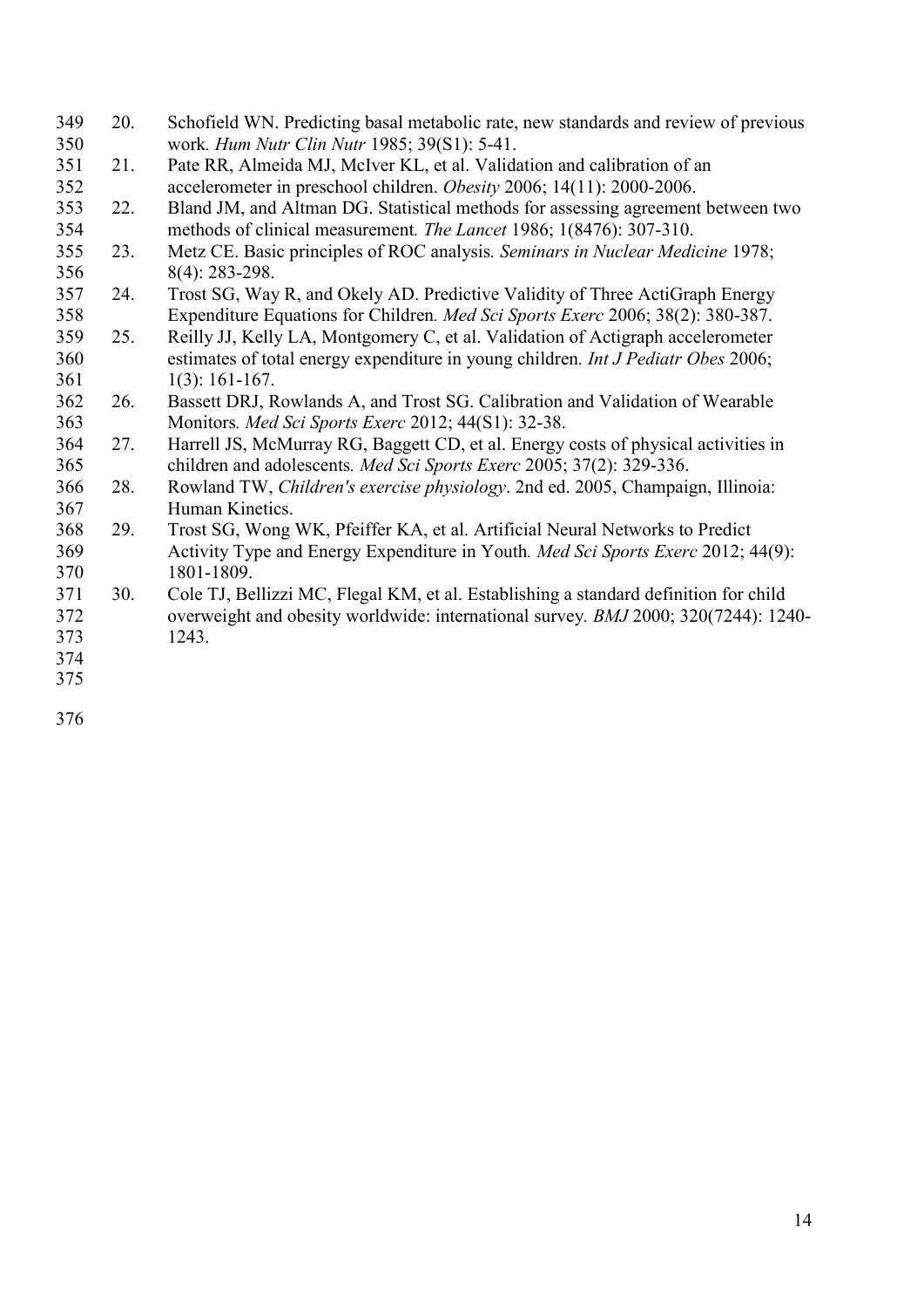20. Schofield WN. Predicting basal metabolic rate, new standards and review of previous work. *Hum Nutr Clin Nutr* 1985; 39(S1): 5-41.
21. Pate RR, Almeida MJ, McIver KL, et al. Validation and calibration of an accelerometer in preschool children. *Obesity* 2006; 14(11): 2000-2006.
22. Bland JM, and Altman DG. Statistical methods for assessing agreement between two methods of clinical measurement. *The Lancet* 1986; 1(8476): 307-310.
23. Metz CE. Basic principles of ROC analysis. *Seminars in Nuclear Medicine* 1978; 8(4): 283-298.
24. Trost SG, Way R, and Okely AD. Predictive Validity of Three ActiGraph Energy Expenditure Equations for Children. *Med Sci Sports Exerc* 2006; 38(2): 380-387.
25. Reilly JJ, Kelly LA, Montgomery C, et al. Validation of Actigraph accelerometer estimates of total energy expenditure in young children. *Int J Pediatr Obes* 2006; 1(3): 161-167.
26. Bassett DRJ, Rowlands A, and Trost SG. Calibration and Validation of Wearable Monitors. *Med Sci Sports Exerc* 2012; 44(S1): 32-38.
27. Harrell JS, McMurray RG, Baggett CD, et al. Energy costs of physical activities in children and adolescents. *Med Sci Sports Exerc* 2005; 37(2): 329-336.
28. Rowland TW, *Children's exercise physiology*. 2nd ed. 2005, Champaign, Illinoia: Human Kinetics.
29. Trost SG, Wong WK, Pfeiffer KA, et al. Artificial Neural Networks to Predict Activity Type and Energy Expenditure in Youth. *Med Sci Sports Exerc* 2012; 44(9): 1801-1809.
30. Cole TJ, Bellizzi MC, Flegal KM, et al. Establishing a standard definition for child overweight and obesity worldwide: international survey. *BMJ* 2000; 320(7244): 1240-1243.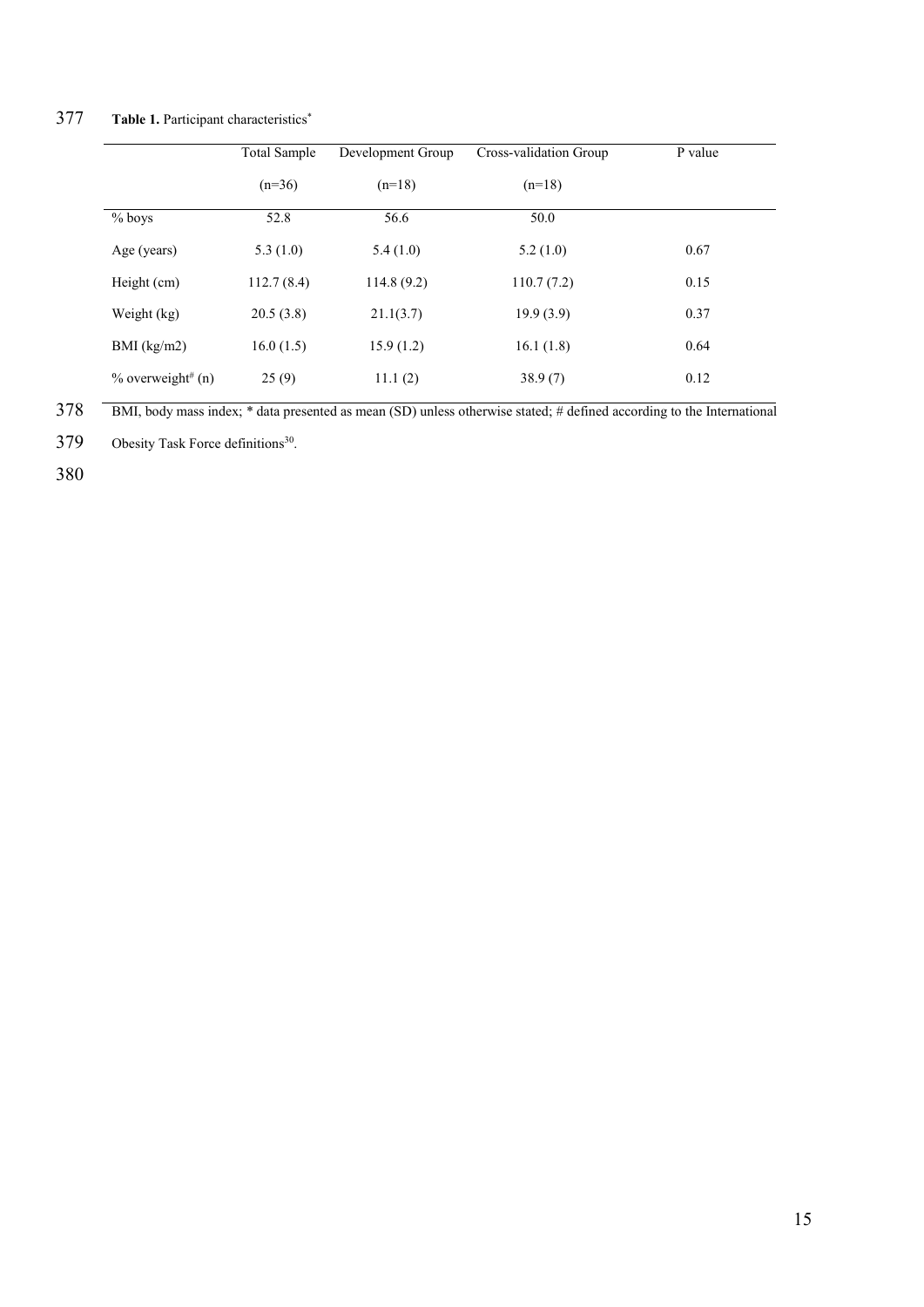**Table 1.** Participant characteristics*

| | Total Sample (n=36) | Development Group (n=18) | Cross-validation Group (n=18) | P value |
|---|---|---|---|---|
| % boys | 52.8 | 56.6 | 50.0 | |
| Age (years) | 5.3 (1.0) | 5.4 (1.0) | 5.2 (1.0) | 0.67 |
| Height (cm) | 112.7 (8.4) | 114.8 (9.2) | 110.7 (7.2) | 0.15 |
| Weight (kg) | 20.5 (3.8) | 21.1(3.7) | 19.9 (3.9) | 0.37 |
| BMI (kg/m2) | 16.0 (1.5) | 15.9 (1.2) | 16.1 (1.8) | 0.64 |
| % overweight# (n) | 25 (9) | 11.1 (2) | 38.9 (7) | 0.12 |

BMI, body mass index; * data presented as mean (SD) unless otherwise stated; # defined according to the International Obesity Task Force definitions[30].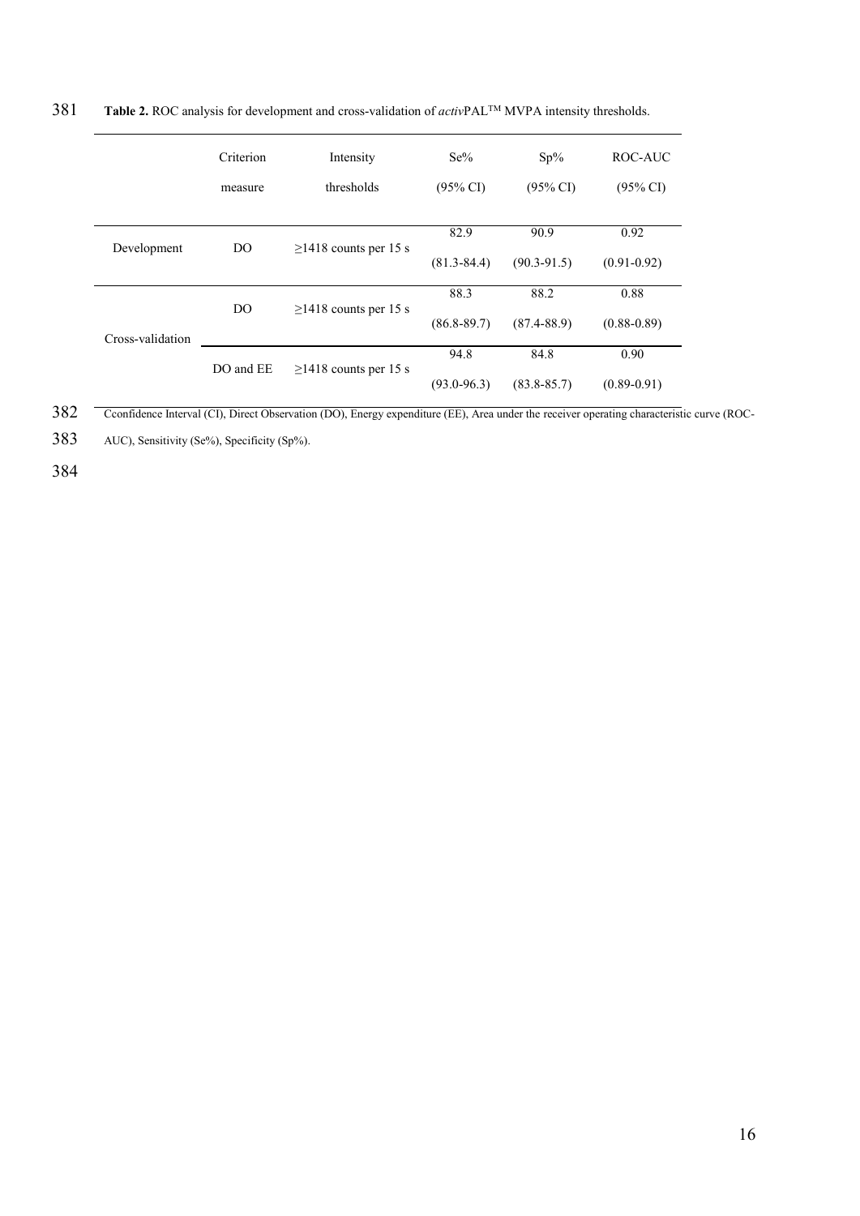**Table 2.** ROC analysis for development and cross-validation of *activ*PAL™ MVPA intensity thresholds.

| | Criterion measure | Intensity thresholds | Se% (95% CI) | Sp% (95% CI) | ROC-AUC (95% CI) |
|---|---|---|---|---|---|
| Development | DO | ≥1418 counts per 15 s | 82.9 (81.3-84.4) | 90.9 (90.3-91.5) | 0.92 (0.91-0.92) |
| Cross-validation | DO | ≥1418 counts per 15 s | 88.3 (86.8-89.7) | 88.2 (87.4-88.9) | 0.88 (0.88-0.89) |
| | DO and EE | ≥1418 counts per 15 s | 94.8 (93.0-96.3) | 84.8 (83.8-85.7) | 0.90 (0.89-0.91) |

Cconfidence Interval (CI), Direct Observation (DO), Energy expenditure (EE), Area under the receiver operating characteristic curve (ROC-AUC), Sensitivity (Se%), Specificity (Sp%).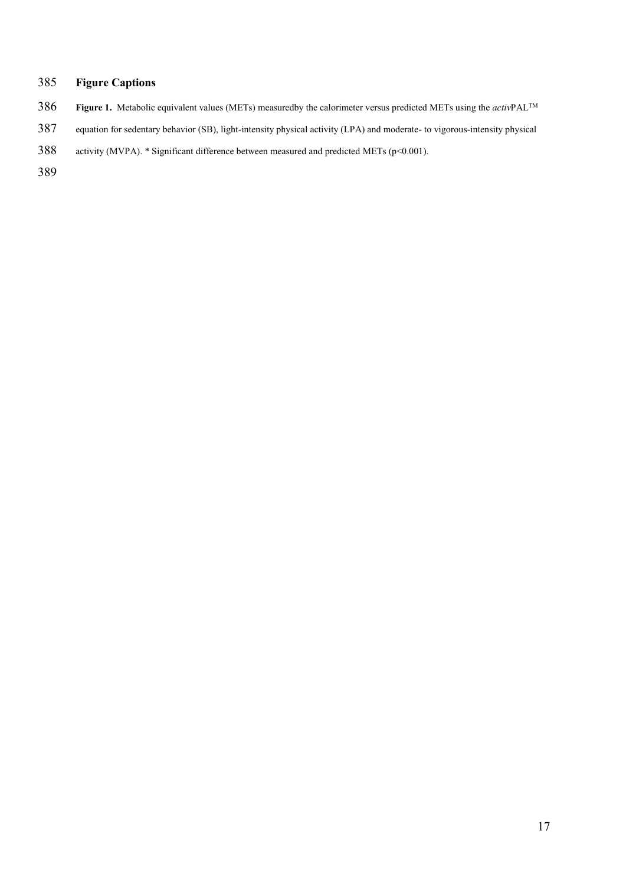## Figure Captions

**Figure 1.** Metabolic equivalent values (METs) measuredby the calorimeter versus predicted METs using the *activ*PAL™ equation for sedentary behavior (SB), light-intensity physical activity (LPA) and moderate- to vigorous-intensity physical activity (MVPA). * Significant difference between measured and predicted METs ($p<0.001$).